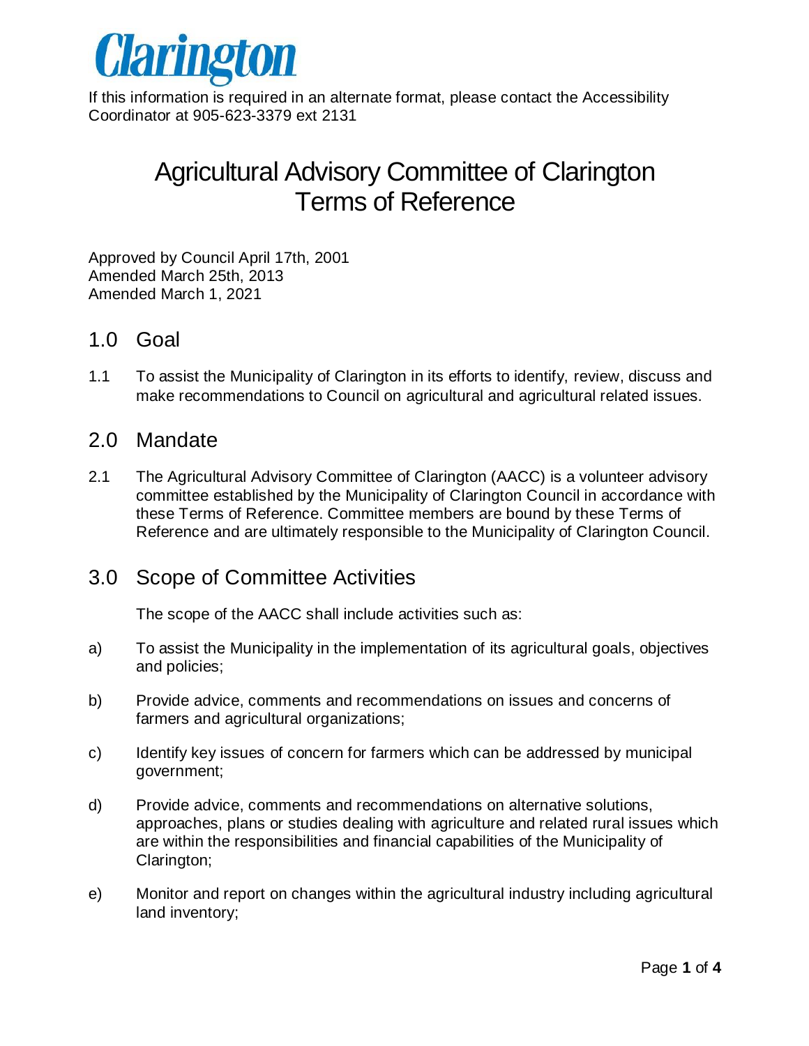Clarington

If this information is required in an alternate format, please contact the Accessibility Coordinator at 905-623-3379 ext 2131

# Agricultural Advisory Committee of Clarington Terms of Reference

Approved by Council April 17th, 2001
Amended March 25th, 2013
Amended March 1, 2021

## 1.0 Goal

1.1 To assist the Municipality of Clarington in its efforts to identify, review, discuss and make recommendations to Council on agricultural and agricultural related issues.

## 2.0 Mandate

2.1 The Agricultural Advisory Committee of Clarington (AACC) is a volunteer advisory committee established by the Municipality of Clarington Council in accordance with these Terms of Reference. Committee members are bound by these Terms of Reference and are ultimately responsible to the Municipality of Clarington Council.

## 3.0 Scope of Committee Activities

The scope of the AACC shall include activities such as:

a) To assist the Municipality in the implementation of its agricultural goals, objectives and policies;

b) Provide advice, comments and recommendations on issues and concerns of farmers and agricultural organizations;

c) Identify key issues of concern for farmers which can be addressed by municipal government;

d) Provide advice, comments and recommendations on alternative solutions, approaches, plans or studies dealing with agriculture and related rural issues which are within the responsibilities and financial capabilities of the Municipality of Clarington;

e) Monitor and report on changes within the agricultural industry including agricultural land inventory;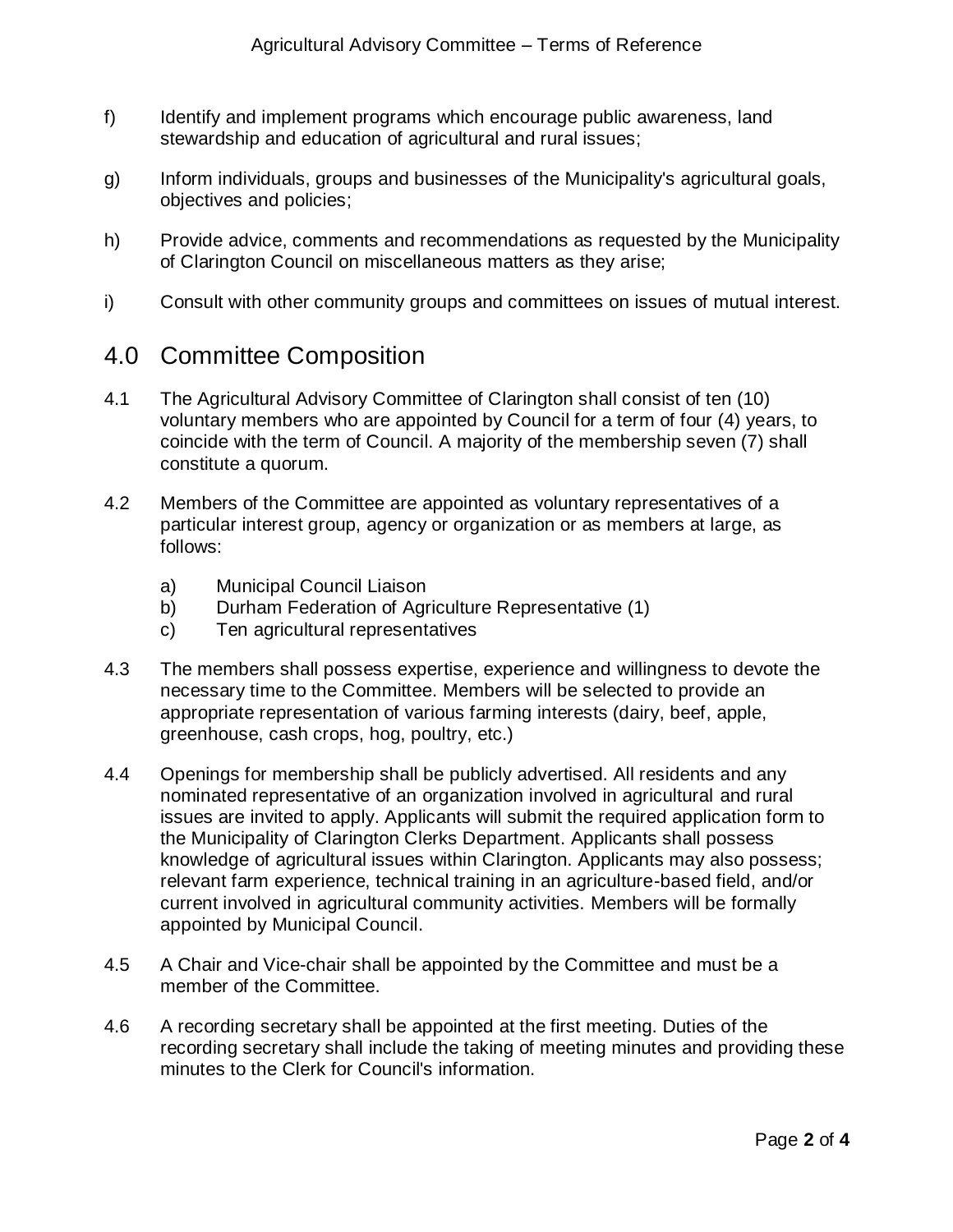f) Identify and implement programs which encourage public awareness, land stewardship and education of agricultural and rural issues;

g) Inform individuals, groups and businesses of the Municipality's agricultural goals, objectives and policies;

h) Provide advice, comments and recommendations as requested by the Municipality of Clarington Council on miscellaneous matters as they arise;

i) Consult with other community groups and committees on issues of mutual interest.

## 4.0 Committee Composition

4.1 The Agricultural Advisory Committee of Clarington shall consist of ten (10) voluntary members who are appointed by Council for a term of four (4) years, to coincide with the term of Council. A majority of the membership seven (7) shall constitute a quorum.

4.2 Members of the Committee are appointed as voluntary representatives of a particular interest group, agency or organization or as members at large, as follows:

  a) Municipal Council Liaison
  b) Durham Federation of Agriculture Representative (1)
  c) Ten agricultural representatives

4.3 The members shall possess expertise, experience and willingness to devote the necessary time to the Committee. Members will be selected to provide an appropriate representation of various farming interests (dairy, beef, apple, greenhouse, cash crops, hog, poultry, etc.)

4.4 Openings for membership shall be publicly advertised. All residents and any nominated representative of an organization involved in agricultural and rural issues are invited to apply. Applicants will submit the required application form to the Municipality of Clarington Clerks Department. Applicants shall possess knowledge of agricultural issues within Clarington. Applicants may also possess; relevant farm experience, technical training in an agriculture-based field, and/or current involved in agricultural community activities. Members will be formally appointed by Municipal Council.

4.5 A Chair and Vice-chair shall be appointed by the Committee and must be a member of the Committee.

4.6 A recording secretary shall be appointed at the first meeting. Duties of the recording secretary shall include the taking of meeting minutes and providing these minutes to the Clerk for Council's information.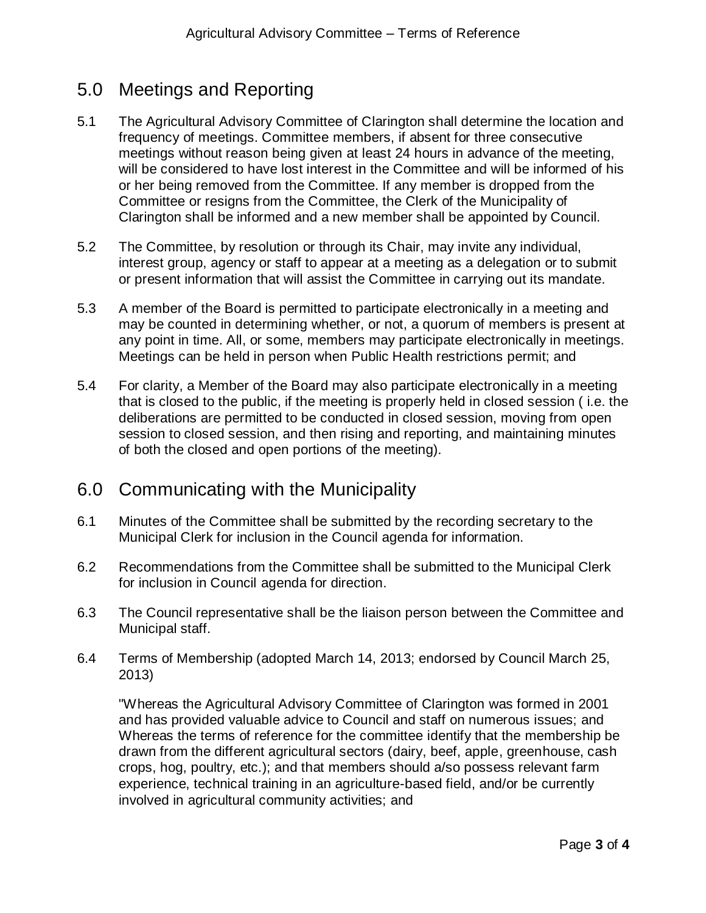## 5.0 Meetings and Reporting

5.1 The Agricultural Advisory Committee of Clarington shall determine the location and frequency of meetings. Committee members, if absent for three consecutive meetings without reason being given at least 24 hours in advance of the meeting, will be considered to have lost interest in the Committee and will be informed of his or her being removed from the Committee. If any member is dropped from the Committee or resigns from the Committee, the Clerk of the Municipality of Clarington shall be informed and a new member shall be appointed by Council.

5.2 The Committee, by resolution or through its Chair, may invite any individual, interest group, agency or staff to appear at a meeting as a delegation or to submit or present information that will assist the Committee in carrying out its mandate.

5.3 A member of the Board is permitted to participate electronically in a meeting and may be counted in determining whether, or not, a quorum of members is present at any point in time. All, or some, members may participate electronically in meetings. Meetings can be held in person when Public Health restrictions permit; and

5.4 For clarity, a Member of the Board may also participate electronically in a meeting that is closed to the public, if the meeting is properly held in closed session ( i.e. the deliberations are permitted to be conducted in closed session, moving from open session to closed session, and then rising and reporting, and maintaining minutes of both the closed and open portions of the meeting).

## 6.0 Communicating with the Municipality

6.1 Minutes of the Committee shall be submitted by the recording secretary to the Municipal Clerk for inclusion in the Council agenda for information.

6.2 Recommendations from the Committee shall be submitted to the Municipal Clerk for inclusion in Council agenda for direction.

6.3 The Council representative shall be the liaison person between the Committee and Municipal staff.

6.4 Terms of Membership (adopted March 14, 2013; endorsed by Council March 25, 2013)

"Whereas the Agricultural Advisory Committee of Clarington was formed in 2001 and has provided valuable advice to Council and staff on numerous issues; and Whereas the terms of reference for the committee identify that the membership be drawn from the different agricultural sectors (dairy, beef, apple, greenhouse, cash crops, hog, poultry, etc.); and that members should a/so possess relevant farm experience, technical training in an agriculture-based field, and/or be currently involved in agricultural community activities; and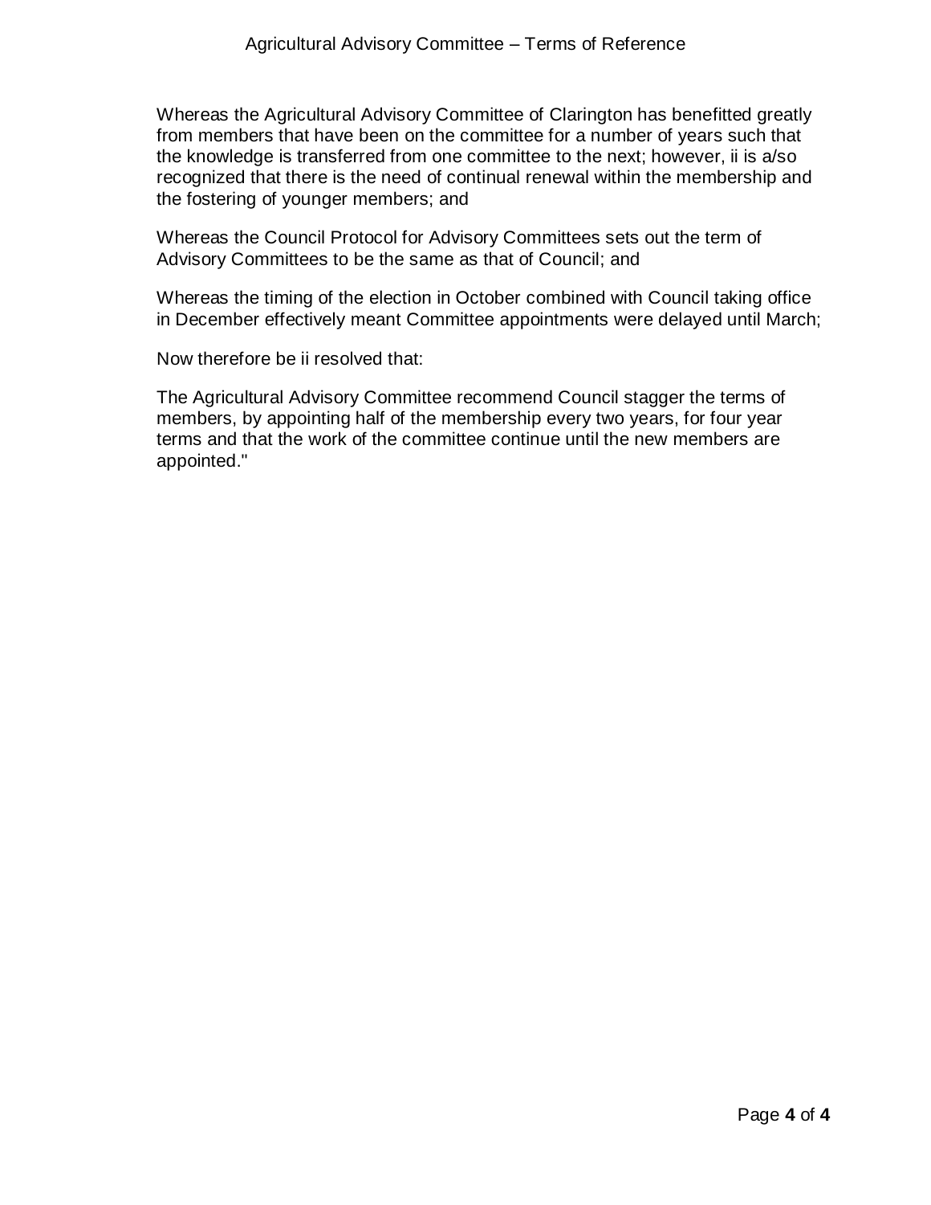Whereas the Agricultural Advisory Committee of Clarington has benefitted greatly from members that have been on the committee for a number of years such that the knowledge is transferred from one committee to the next; however, ii is a/so recognized that there is the need of continual renewal within the membership and the fostering of younger members; and

Whereas the Council Protocol for Advisory Committees sets out the term of Advisory Committees to be the same as that of Council; and

Whereas the timing of the election in October combined with Council taking office in December effectively meant Committee appointments were delayed until March;

Now therefore be ii resolved that:

The Agricultural Advisory Committee recommend Council stagger the terms of members, by appointing half of the membership every two years, for four year terms and that the work of the committee continue until the new members are appointed."